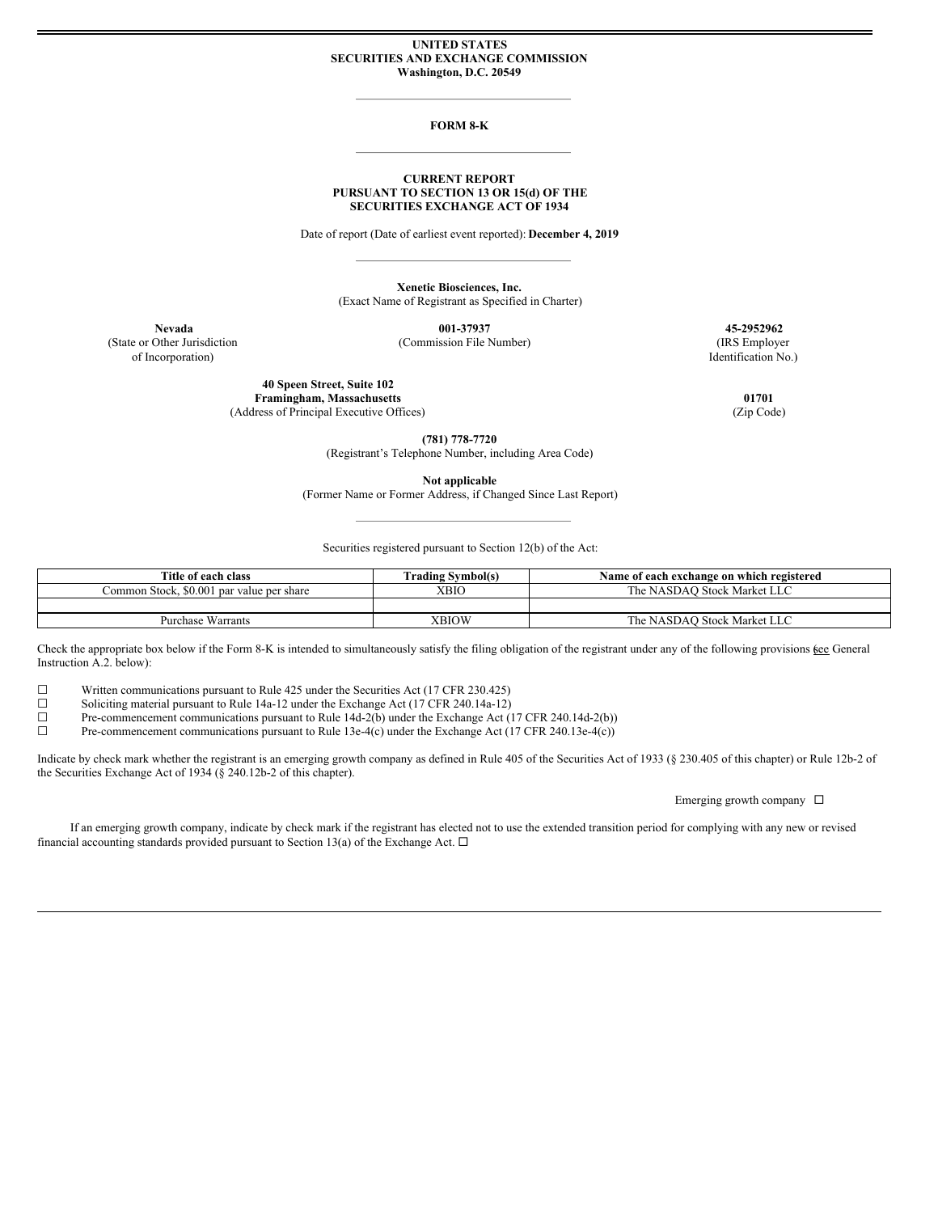**UNITED STATES**
**SECURITIES AND EXCHANGE COMMISSION**
**Washington, D.C. 20549**

---

# FORM 8-K

---

**CURRENT REPORT**
**PURSUANT TO SECTION 13 OR 15(d) OF THE**
**SECURITIES EXCHANGE ACT OF 1934**

Date of report (Date of earliest event reported): **December 4, 2019**

---

**Xenetic Biosciences, Inc.**
(Exact Name of Registrant as Specified in Charter)

| | | |
|---|---|---|
| **Nevada** | **001-37937** | **45-2952962** |
| (State or Other Jurisdiction of Incorporation) | (Commission File Number) | (IRS Employer Identification No.) |

| | |
|---|---|
| **40 Speen Street, Suite 102** **Framingham, Massachusetts** | **01701** |
| (Address of Principal Executive Offices) | (Zip Code) |

**(781) 778-7720**
(Registrant's Telephone Number, including Area Code)

**Not applicable**
(Former Name or Former Address, if Changed Since Last Report)

---

Securities registered pursuant to Section 12(b) of the Act:

| Title of each class | Trading Symbol(s) | Name of each exchange on which registered |
|---|---|---|
| Common Stock, $0.001 par value per share | XBIO | The NASDAQ Stock Market LLC |
| | | |
| Purchase Warrants | XBIOW | The NASDAQ Stock Market LLC |

Check the appropriate box below if the Form 8-K is intended to simultaneously satisfy the filing obligation of the registrant under any of the following provisions (see General Instruction A.2. below):

☐ Written communications pursuant to Rule 425 under the Securities Act (17 CFR 230.425)
☐ Soliciting material pursuant to Rule 14a-12 under the Exchange Act (17 CFR 240.14a-12)
☐ Pre-commencement communications pursuant to Rule 14d-2(b) under the Exchange Act (17 CFR 240.14d-2(b))
☐ Pre-commencement communications pursuant to Rule 13e-4(c) under the Exchange Act (17 CFR 240.13e-4(c))

Indicate by check mark whether the registrant is an emerging growth company as defined in Rule 405 of the Securities Act of 1933 (§ 230.405 of this chapter) or Rule 12b-2 of the Securities Exchange Act of 1934 (§ 240.12b-2 of this chapter).

Emerging growth company ☐

If an emerging growth company, indicate by check mark if the registrant has elected not to use the extended transition period for complying with any new or revised financial accounting standards provided pursuant to Section 13(a) of the Exchange Act. ☐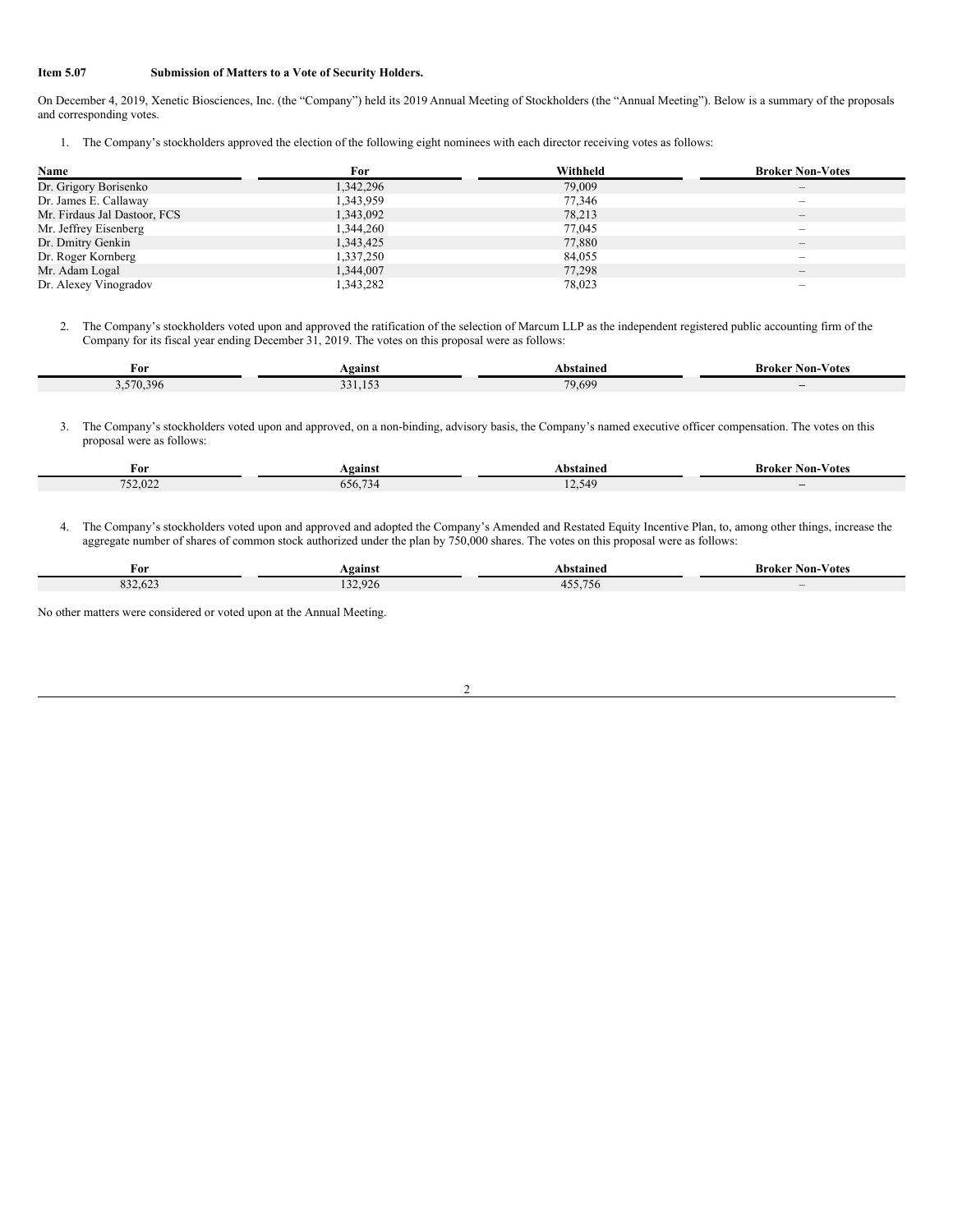**Item 5.07 Submission of Matters to a Vote of Security Holders.**

On December 4, 2019, Xenetic Biosciences, Inc. (the "Company") held its 2019 Annual Meeting of Stockholders (the "Annual Meeting"). Below is a summary of the proposals and corresponding votes.

1. The Company's stockholders approved the election of the following eight nominees with each director receiving votes as follows:

| Name | For | Withheld | Broker Non-Votes |
|---|---|---|---|
| Dr. Grigory Borisenko | 1,342,296 | 79,009 | – |
| Dr. James E. Callaway | 1,343,959 | 77,346 | – |
| Mr. Firdaus Jal Dastoor, FCS | 1,343,092 | 78,213 | – |
| Mr. Jeffrey Eisenberg | 1,344,260 | 77,045 | – |
| Dr. Dmitry Genkin | 1,343,425 | 77,880 | – |
| Dr. Roger Kornberg | 1,337,250 | 84,055 | – |
| Mr. Adam Logal | 1,344,007 | 77,298 | – |
| Dr. Alexey Vinogradov | 1,343,282 | 78,023 | – |

2. The Company's stockholders voted upon and approved the ratification of the selection of Marcum LLP as the independent registered public accounting firm of the Company for its fiscal year ending December 31, 2019. The votes on this proposal were as follows:

| For | Against | Abstained | Broker Non-Votes |
|---|---|---|---|
| 3,570,396 | 331,153 | 79,699 | – |

3. The Company's stockholders voted upon and approved, on a non-binding, advisory basis, the Company's named executive officer compensation. The votes on this proposal were as follows:

| For | Against | Abstained | Broker Non-Votes |
|---|---|---|---|
| 752,022 | 656,734 | 12,549 | – |

4. The Company's stockholders voted upon and approved and adopted the Company's Amended and Restated Equity Incentive Plan, to, among other things, increase the aggregate number of shares of common stock authorized under the plan by 750,000 shares. The votes on this proposal were as follows:

| For | Against | Abstained | Broker Non-Votes |
|---|---|---|---|
| 832,623 | 132,926 | 455,756 | – |

No other matters were considered or voted upon at the Annual Meeting.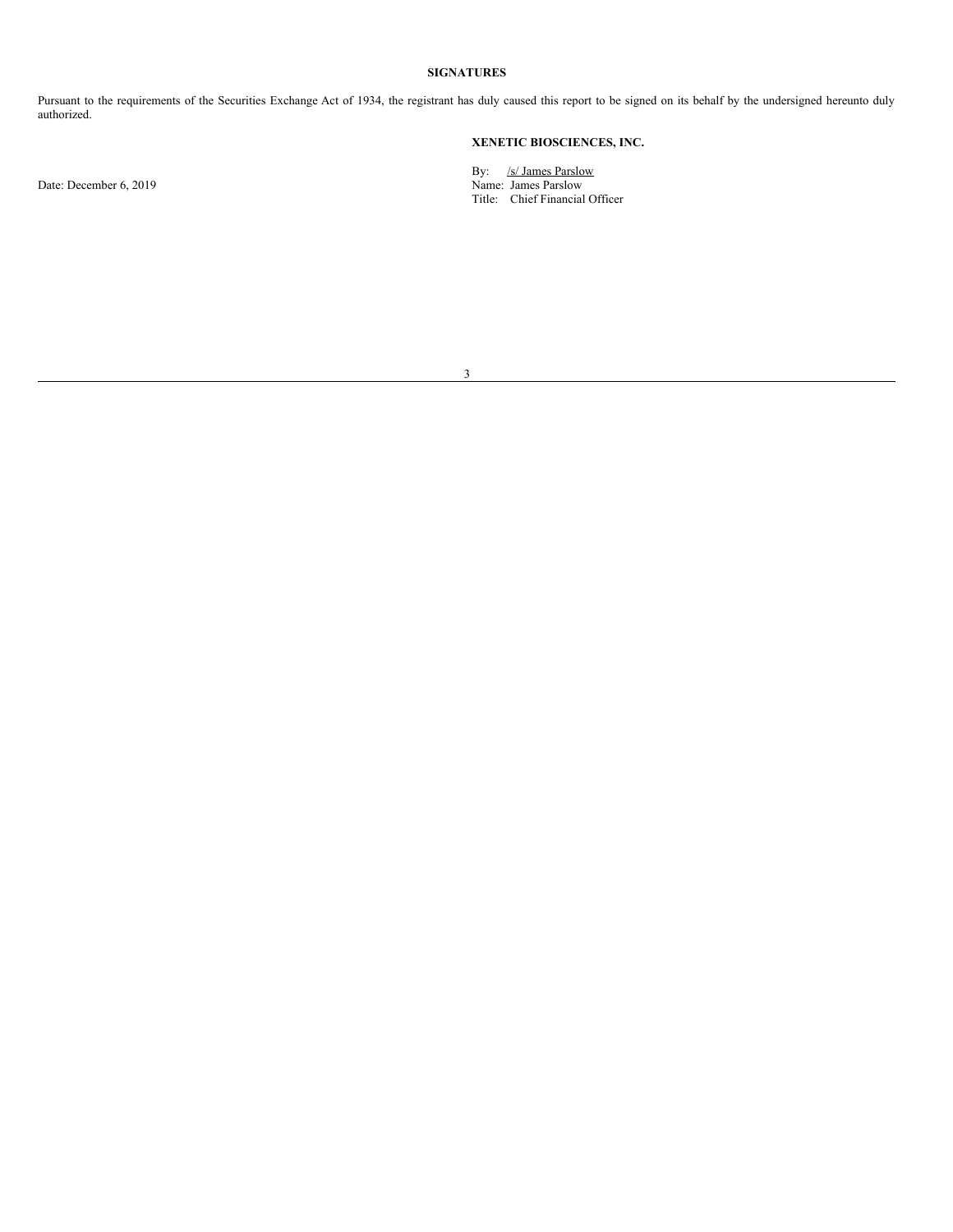**SIGNATURES**

Pursuant to the requirements of the Securities Exchange Act of 1934, the registrant has duly caused this report to be signed on its behalf by the undersigned hereunto duly authorized.

**XENETIC BIOSCIENCES, INC.**

Date: December 6, 2019

By: /s/ James Parslow
Name: James Parslow
Title: Chief Financial Officer